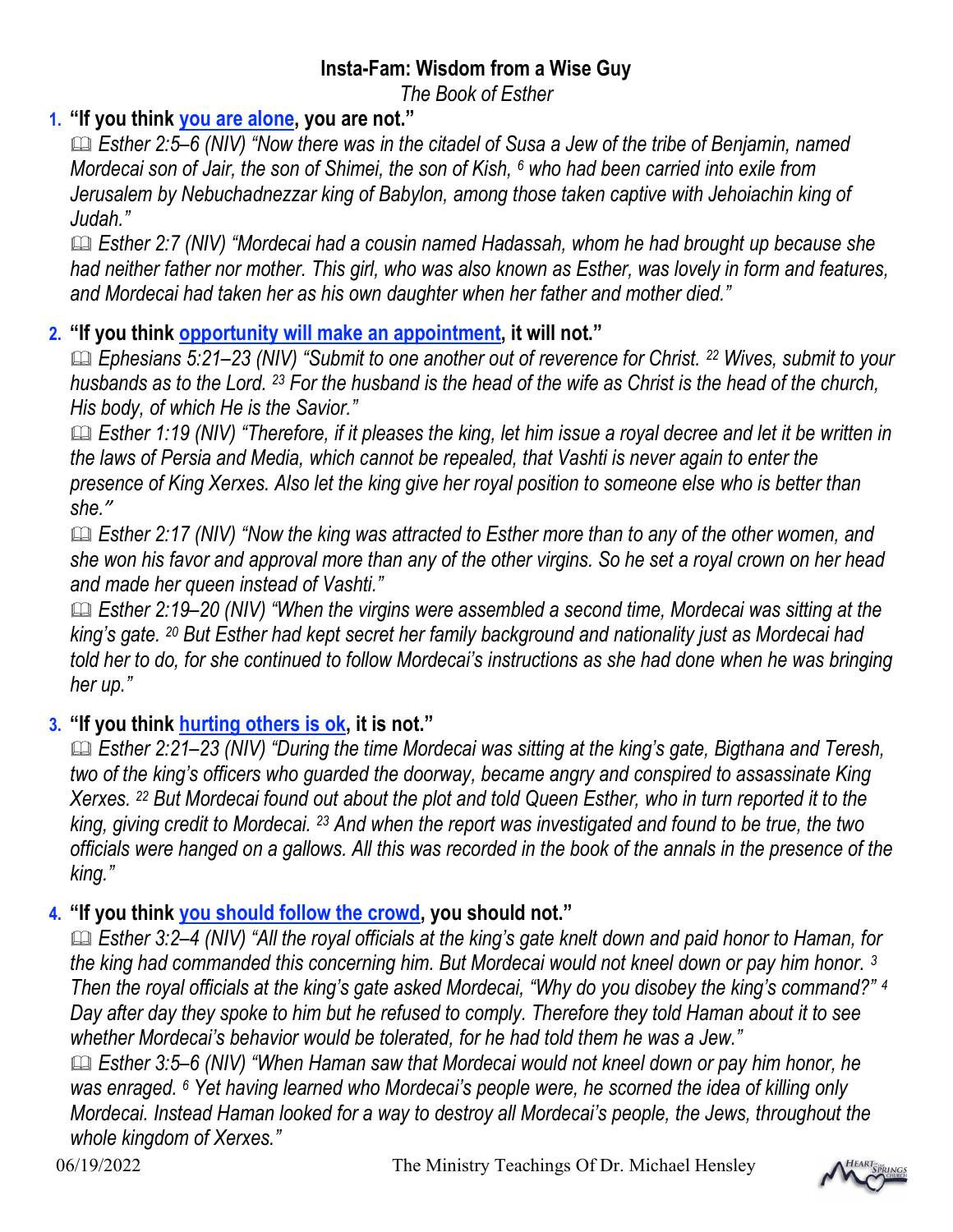**Insta-Fam: Wisdom from a Wise Guy**

*The Book of Esther*

1. **"If you think you are alone, you are not."**

   📖 *Esther 2:5–6 (NIV) "Now there was in the citadel of Susa a Jew of the tribe of Benjamin, named Mordecai son of Jair, the son of Shimei, the son of Kish, [6] who had been carried into exile from Jerusalem by Nebuchadnezzar king of Babylon, among those taken captive with Jehoiachin king of Judah."*

   📖 *Esther 2:7 (NIV) "Mordecai had a cousin named Hadassah, whom he had brought up because she had neither father nor mother. This girl, who was also known as Esther, was lovely in form and features, and Mordecai had taken her as his own daughter when her father and mother died."*

2. **"If you think opportunity will make an appointment, it will not."**

   📖 *Ephesians 5:21–23 (NIV) "Submit to one another out of reverence for Christ. [22] Wives, submit to your husbands as to the Lord. [23] For the husband is the head of the wife as Christ is the head of the church, His body, of which He is the Savior."*

   📖 *Esther 1:19 (NIV) "Therefore, if it pleases the king, let him issue a royal decree and let it be written in the laws of Persia and Media, which cannot be repealed, that Vashti is never again to enter the presence of King Xerxes. Also let the king give her royal position to someone else who is better than she."*

   📖 *Esther 2:17 (NIV) "Now the king was attracted to Esther more than to any of the other women, and she won his favor and approval more than any of the other virgins. So he set a royal crown on her head and made her queen instead of Vashti."*

   📖 *Esther 2:19–20 (NIV) "When the virgins were assembled a second time, Mordecai was sitting at the king's gate. [20] But Esther had kept secret her family background and nationality just as Mordecai had told her to do, for she continued to follow Mordecai's instructions as she had done when he was bringing her up."*

3. **"If you think hurting others is ok, it is not."**

   📖 *Esther 2:21–23 (NIV) "During the time Mordecai was sitting at the king's gate, Bigthana and Teresh, two of the king's officers who guarded the doorway, became angry and conspired to assassinate King Xerxes. [22] But Mordecai found out about the plot and told Queen Esther, who in turn reported it to the king, giving credit to Mordecai. [23] And when the report was investigated and found to be true, the two officials were hanged on a gallows. All this was recorded in the book of the annals in the presence of the king."*

4. **"If you think you should follow the crowd, you should not."**

   📖 *Esther 3:2–4 (NIV) "All the royal officials at the king's gate knelt down and paid honor to Haman, for the king had commanded this concerning him. But Mordecai would not kneel down or pay him honor. [3] Then the royal officials at the king's gate asked Mordecai, "Why do you disobey the king's command?" [4] Day after day they spoke to him but he refused to comply. Therefore they told Haman about it to see whether Mordecai's behavior would be tolerated, for he had told them he was a Jew."*

   📖 *Esther 3:5–6 (NIV) "When Haman saw that Mordecai would not kneel down or pay him honor, he was enraged. [6] Yet having learned who Mordecai's people were, he scorned the idea of killing only Mordecai. Instead Haman looked for a way to destroy all Mordecai's people, the Jews, throughout the whole kingdom of Xerxes."*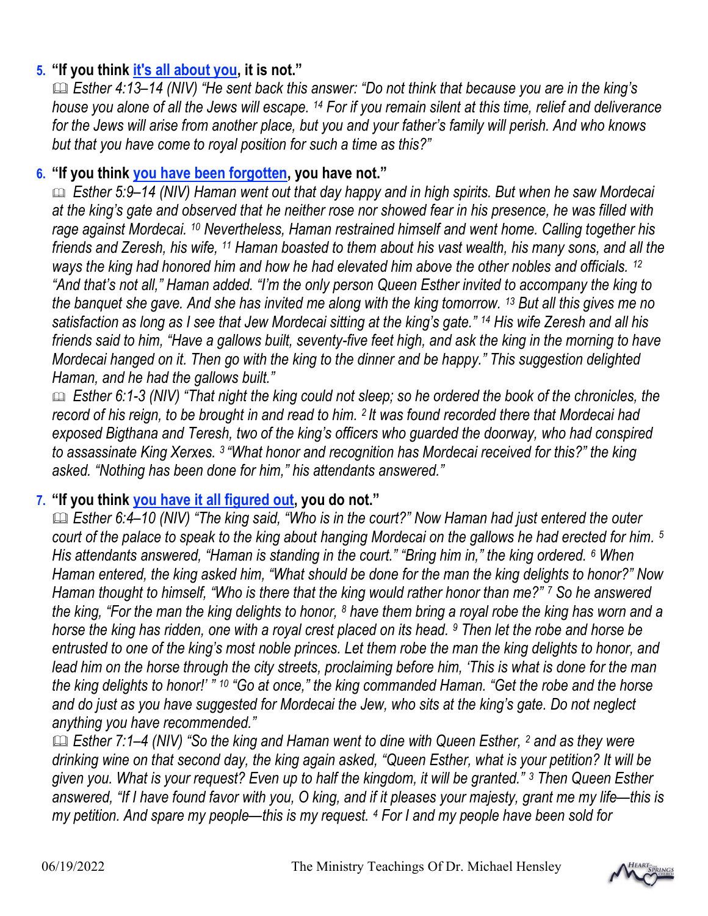5. **"If you think [it's all about you](), it is not."**
   📖 *Esther 4:13–14 (NIV) "He sent back this answer: "Do not think that because you are in the king's house you alone of all the Jews will escape. [14] For if you remain silent at this time, relief and deliverance for the Jews will arise from another place, but you and your father's family will perish. And who knows but that you have come to royal position for such a time as this?"*

6. **"If you think [you have been forgotten](), you have not."**
   📖 *Esther 5:9–14 (NIV) Haman went out that day happy and in high spirits. But when he saw Mordecai at the king's gate and observed that he neither rose nor showed fear in his presence, he was filled with rage against Mordecai. [10] Nevertheless, Haman restrained himself and went home. Calling together his friends and Zeresh, his wife, [11] Haman boasted to them about his vast wealth, his many sons, and all the ways the king had honored him and how he had elevated him above the other nobles and officials. [12] "And that's not all," Haman added. "I'm the only person Queen Esther invited to accompany the king to the banquet she gave. And she has invited me along with the king tomorrow. [13] But all this gives me no satisfaction as long as I see that Jew Mordecai sitting at the king's gate." [14] His wife Zeresh and all his friends said to him, "Have a gallows built, seventy-five feet high, and ask the king in the morning to have Mordecai hanged on it. Then go with the king to the dinner and be happy." This suggestion delighted Haman, and he had the gallows built."*
   📖 *Esther 6:1-3 (NIV) "That night the king could not sleep; so he ordered the book of the chronicles, the record of his reign, to be brought in and read to him. [2] It was found recorded there that Mordecai had exposed Bigthana and Teresh, two of the king's officers who guarded the doorway, who had conspired to assassinate King Xerxes. [3] "What honor and recognition has Mordecai received for this?" the king asked. "Nothing has been done for him," his attendants answered."*

7. **"If you think [you have it all figured out](), you do not."**
   📖 *Esther 6:4–10 (NIV) "The king said, "Who is in the court?" Now Haman had just entered the outer court of the palace to speak to the king about hanging Mordecai on the gallows he had erected for him. [5] His attendants answered, "Haman is standing in the court." "Bring him in," the king ordered. [6] When Haman entered, the king asked him, "What should be done for the man the king delights to honor?" Now Haman thought to himself, "Who is there that the king would rather honor than me?" [7] So he answered the king, "For the man the king delights to honor, [8] have them bring a royal robe the king has worn and a horse the king has ridden, one with a royal crest placed on its head. [9] Then let the robe and horse be entrusted to one of the king's most noble princes. Let them robe the man the king delights to honor, and lead him on the horse through the city streets, proclaiming before him, 'This is what is done for the man the king delights to honor!' " [10] "Go at once," the king commanded Haman. "Get the robe and the horse and do just as you have suggested for Mordecai the Jew, who sits at the king's gate. Do not neglect anything you have recommended."*
   📖 *Esther 7:1–4 (NIV) "So the king and Haman went to dine with Queen Esther, [2] and as they were drinking wine on that second day, the king again asked, "Queen Esther, what is your petition? It will be given you. What is your request? Even up to half the kingdom, it will be granted." [3] Then Queen Esther answered, "If I have found favor with you, O king, and if it pleases your majesty, grant me my life—this is my petition. And spare my people—this is my request. [4] For I and my people have been sold for*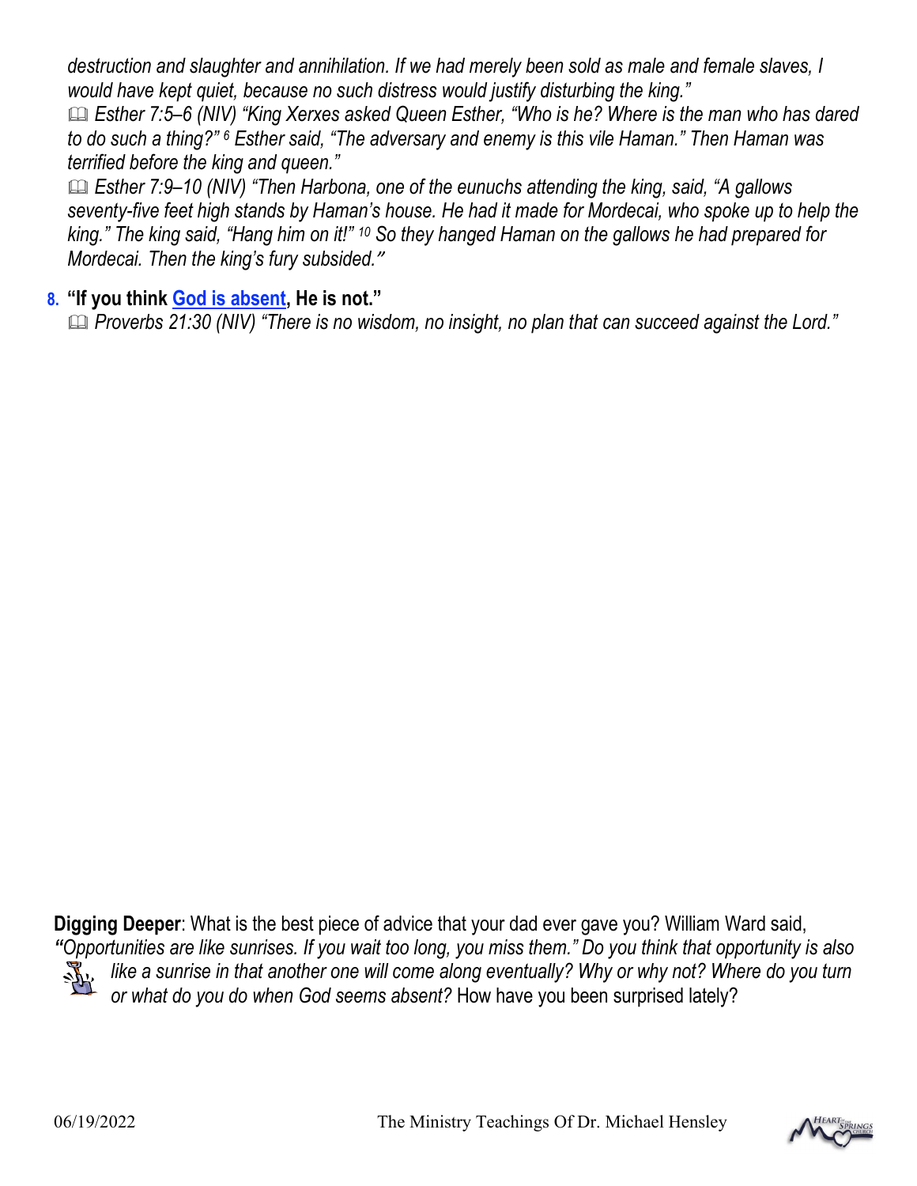*destruction and slaughter and annihilation. If we had merely been sold as male and female slaves, I would have kept quiet, because no such distress would justify disturbing the king."*

📖 *Esther 7:5–6 (NIV) "King Xerxes asked Queen Esther, "Who is he? Where is the man who has dared to do such a thing?" 6 Esther said, "The adversary and enemy is this vile Haman." Then Haman was terrified before the king and queen."*

📖 *Esther 7:9–10 (NIV) "Then Harbona, one of the eunuchs attending the king, said, "A gallows seventy-five feet high stands by Haman's house. He had it made for Mordecai, who spoke up to help the king." The king said, "Hang him on it!" 10 So they hanged Haman on the gallows he had prepared for Mordecai. Then the king's fury subsided."*

8. **"If you think God is absent, He is not."**

📖 *Proverbs 21:30 (NIV) "There is no wisdom, no insight, no plan that can succeed against the Lord."*

**Digging Deeper**: What is the best piece of advice that your dad ever gave you? William Ward said, ***"****Opportunities are like sunrises. If you wait too long, you miss them." Do you think that opportunity is also like a sunrise in that another one will come along eventually? Why or why not? Where do you turn or what do you do when God seems absent?* How have you been surprised lately?